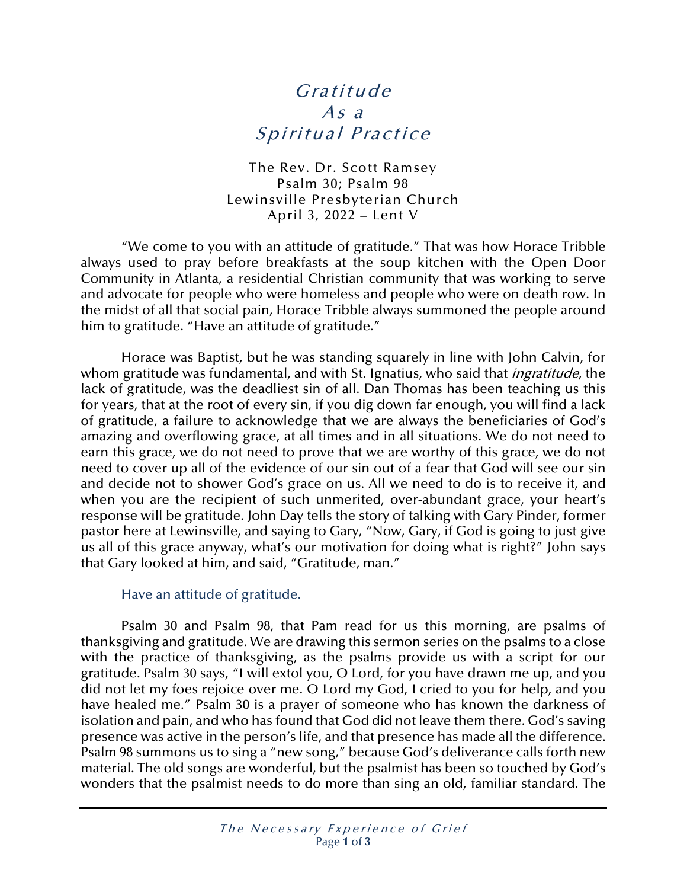# *Gratitude As a Spiritual Practice*

The Rev. Dr. Scott Ramsey
Psalm 30; Psalm 98
Lewinsville Presbyterian Church
April 3, 2022 – Lent V

"We come to you with an attitude of gratitude." That was how Horace Tribble always used to pray before breakfasts at the soup kitchen with the Open Door Community in Atlanta, a residential Christian community that was working to serve and advocate for people who were homeless and people who were on death row. In the midst of all that social pain, Horace Tribble always summoned the people around him to gratitude. "Have an attitude of gratitude."

Horace was Baptist, but he was standing squarely in line with John Calvin, for whom gratitude was fundamental, and with St. Ignatius, who said that *ingratitude*, the lack of gratitude, was the deadliest sin of all. Dan Thomas has been teaching us this for years, that at the root of every sin, if you dig down far enough, you will find a lack of gratitude, a failure to acknowledge that we are always the beneficiaries of God's amazing and overflowing grace, at all times and in all situations. We do not need to earn this grace, we do not need to prove that we are worthy of this grace, we do not need to cover up all of the evidence of our sin out of a fear that God will see our sin and decide not to shower God's grace on us. All we need to do is to receive it, and when you are the recipient of such unmerited, over-abundant grace, your heart's response will be gratitude. John Day tells the story of talking with Gary Pinder, former pastor here at Lewinsville, and saying to Gary, "Now, Gary, if God is going to just give us all of this grace anyway, what's our motivation for doing what is right?" John says that Gary looked at him, and said, "Gratitude, man."

Have an attitude of gratitude.

Psalm 30 and Psalm 98, that Pam read for us this morning, are psalms of thanksgiving and gratitude. We are drawing this sermon series on the psalms to a close with the practice of thanksgiving, as the psalms provide us with a script for our gratitude. Psalm 30 says, "I will extol you, O Lord, for you have drawn me up, and you did not let my foes rejoice over me. O Lord my God, I cried to you for help, and you have healed me." Psalm 30 is a prayer of someone who has known the darkness of isolation and pain, and who has found that God did not leave them there. God's saving presence was active in the person's life, and that presence has made all the difference. Psalm 98 summons us to sing a "new song," because God's deliverance calls forth new material. The old songs are wonderful, but the psalmist has been so touched by God's wonders that the psalmist needs to do more than sing an old, familiar standard. The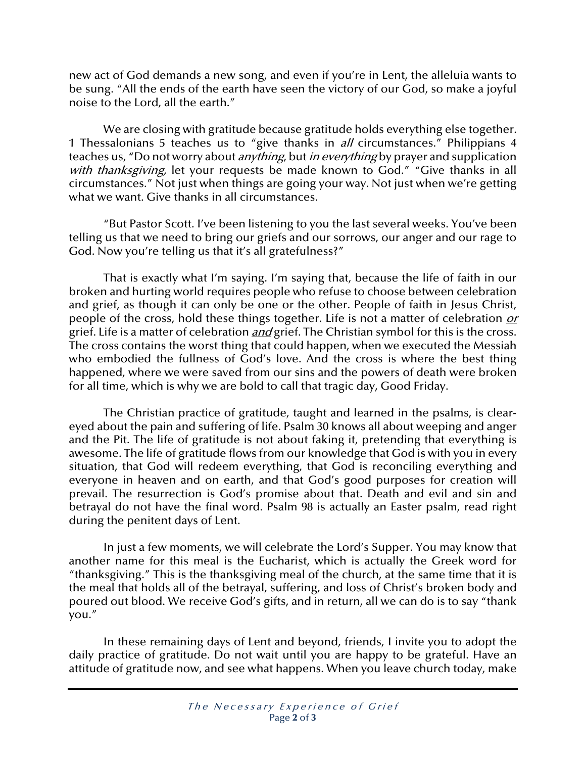new act of God demands a new song, and even if you're in Lent, the alleluia wants to be sung. "All the ends of the earth have seen the victory of our God, so make a joyful noise to the Lord, all the earth."

We are closing with gratitude because gratitude holds everything else together. 1 Thessalonians 5 teaches us to "give thanks in *all* circumstances." Philippians 4 teaches us, "Do not worry about *anything*, but *in everything* by prayer and supplication *with thanksgiving,* let your requests be made known to God." "Give thanks in all circumstances." Not just when things are going your way. Not just when we're getting what we want. Give thanks in all circumstances.

"But Pastor Scott. I've been listening to you the last several weeks. You've been telling us that we need to bring our griefs and our sorrows, our anger and our rage to God. Now you're telling us that it's all gratefulness?"

That is exactly what I'm saying. I'm saying that, because the life of faith in our broken and hurting world requires people who refuse to choose between celebration and grief, as though it can only be one or the other. People of faith in Jesus Christ, people of the cross, hold these things together. Life is not a matter of celebration *or* grief. Life is a matter of celebration *and* grief. The Christian symbol for this is the cross. The cross contains the worst thing that could happen, when we executed the Messiah who embodied the fullness of God's love. And the cross is where the best thing happened, where we were saved from our sins and the powers of death were broken for all time, which is why we are bold to call that tragic day, Good Friday.

The Christian practice of gratitude, taught and learned in the psalms, is clear-eyed about the pain and suffering of life. Psalm 30 knows all about weeping and anger and the Pit. The life of gratitude is not about faking it, pretending that everything is awesome. The life of gratitude flows from our knowledge that God is with you in every situation, that God will redeem everything, that God is reconciling everything and everyone in heaven and on earth, and that God's good purposes for creation will prevail. The resurrection is God's promise about that. Death and evil and sin and betrayal do not have the final word. Psalm 98 is actually an Easter psalm, read right during the penitent days of Lent.

In just a few moments, we will celebrate the Lord's Supper. You may know that another name for this meal is the Eucharist, which is actually the Greek word for "thanksgiving." This is the thanksgiving meal of the church, at the same time that it is the meal that holds all of the betrayal, suffering, and loss of Christ's broken body and poured out blood. We receive God's gifts, and in return, all we can do is to say "thank you."

In these remaining days of Lent and beyond, friends, I invite you to adopt the daily practice of gratitude. Do not wait until you are happy to be grateful. Have an attitude of gratitude now, and see what happens. When you leave church today, make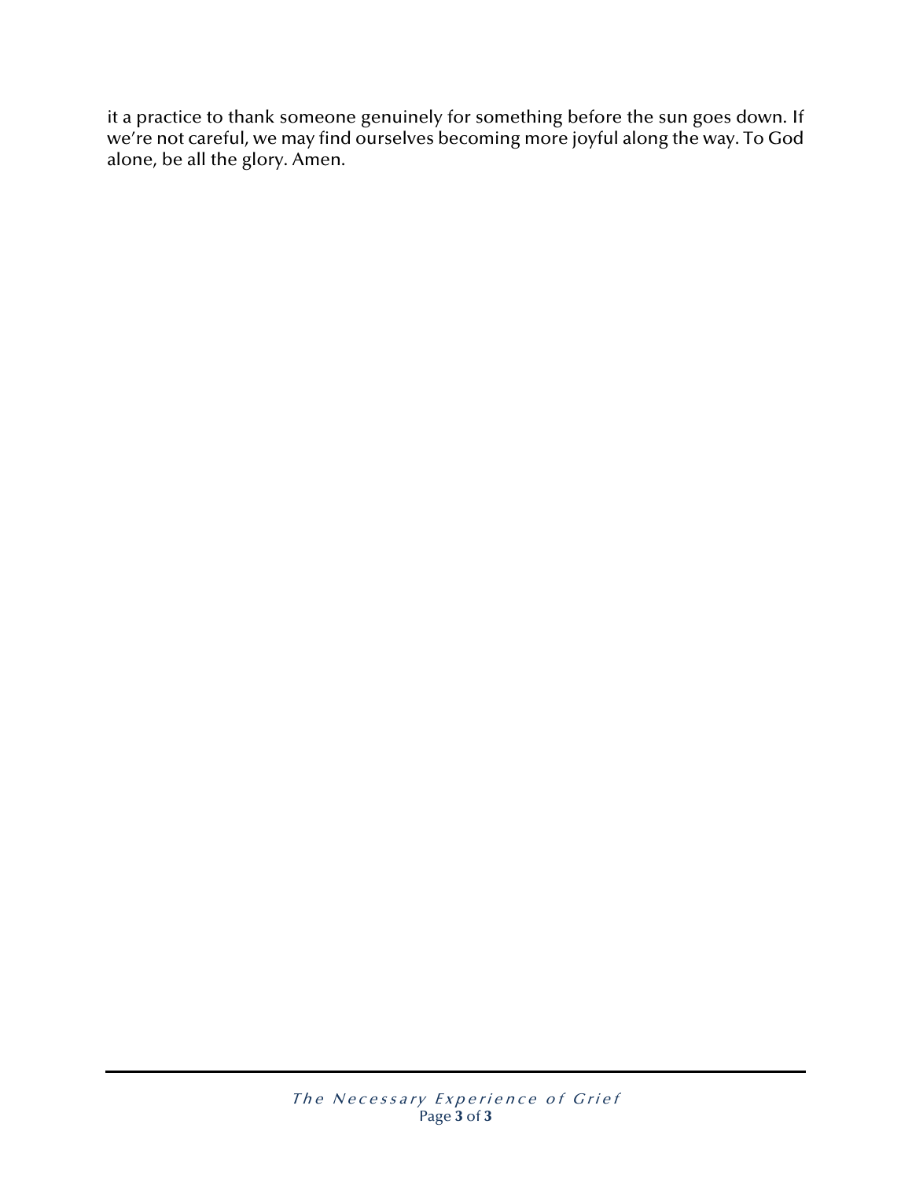it a practice to thank someone genuinely for something before the sun goes down. If we're not careful, we may find ourselves becoming more joyful along the way. To God alone, be all the glory. Amen.